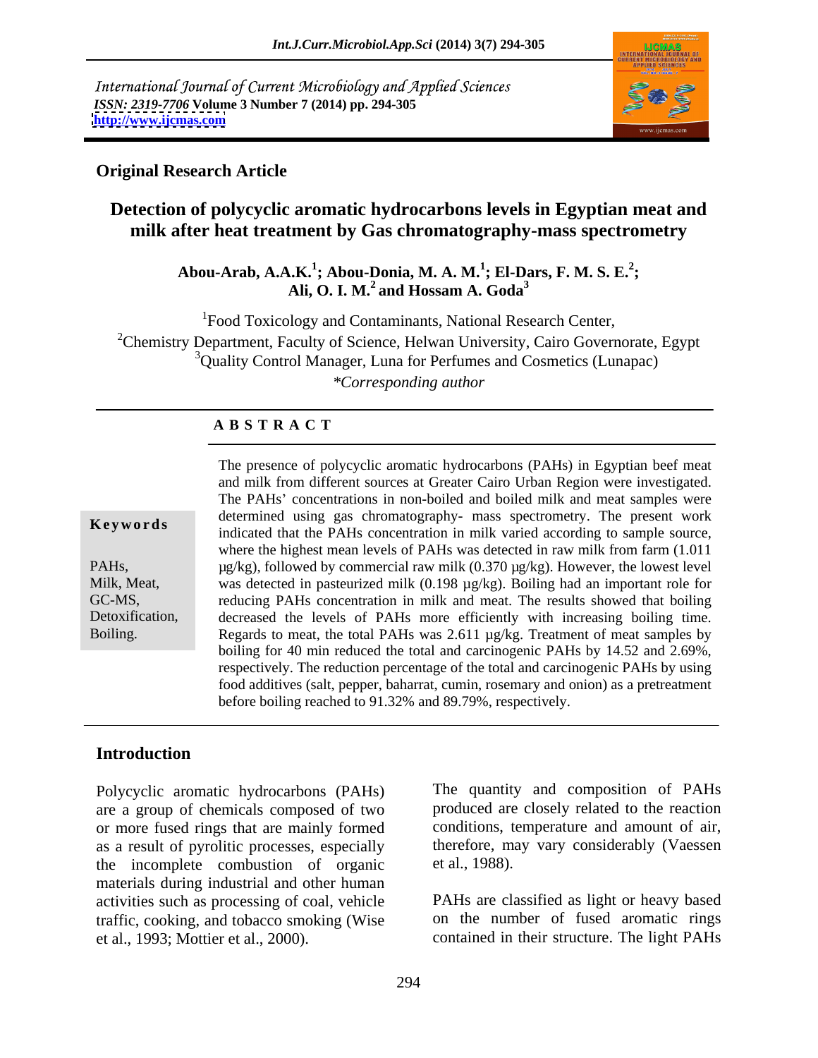International Journal of Current Microbiology and Applied Sciences
*ISSN: 2319-7706* **Volume 3 Number 7 (2014) pp. 294-305**
**http://www.ijcmas.com**

## Original Research Article

# Detection of polycyclic aromatic hydrocarbons levels in Egyptian meat and milk after heat treatment by Gas chromatography-mass spectrometry

**Abou-Arab, A.A.K.[1]; Abou-Donia, M. A. M.[1]; El-Dars, F. M. S. E.[2]; Ali, O. I. M.[2] and Hossam A. Goda[3]**

[1]Food Toxicology and Contaminants, National Research Center,
[2]Chemistry Department, Faculty of Science, Helwan University, Cairo Governorate, Egypt
[3]Quality Control Manager, Luna for Perfumes and Cosmetics (Lunapac)
*\*Corresponding author*

## ABSTRACT

**Keywords**

PAHs,
Milk, Meat,
GC-MS,
Detoxification,
Boiling.

The presence of polycyclic aromatic hydrocarbons (PAHs) in Egyptian beef meat and milk from different sources at Greater Cairo Urban Region were investigated. The PAHs' concentrations in non-boiled and boiled milk and meat samples were determined using gas chromatography- mass spectrometry. The present work indicated that the PAHs concentration in milk varied according to sample source, where the highest mean levels of PAHs was detected in raw milk from farm (1.011 µg/kg), followed by commercial raw milk (0.370 µg/kg). However, the lowest level was detected in pasteurized milk (0.198 µg/kg). Boiling had an important role for reducing PAHs concentration in milk and meat. The results showed that boiling decreased the levels of PAHs more efficiently with increasing boiling time. Regards to meat, the total PAHs was 2.611 µg/kg. Treatment of meat samples by boiling for 40 min reduced the total and carcinogenic PAHs by 14.52 and 2.69%, respectively. The reduction percentage of the total and carcinogenic PAHs by using food additives (salt, pepper, baharrat, cumin, rosemary and onion) as a pretreatment before boiling reached to 91.32% and 89.79%, respectively.

## Introduction

Polycyclic aromatic hydrocarbons (PAHs) are a group of chemicals composed of two or more fused rings that are mainly formed as a result of pyrolitic processes, especially the incomplete combustion of organic materials during industrial and other human activities such as processing of coal, vehicle traffic, cooking, and tobacco smoking (Wise et al., 1993; Mottier et al., 2000).

The quantity and composition of PAHs produced are closely related to the reaction conditions, temperature and amount of air, therefore, may vary considerably (Vaessen et al., 1988).

PAHs are classified as light or heavy based on the number of fused aromatic rings contained in their structure. The light PAHs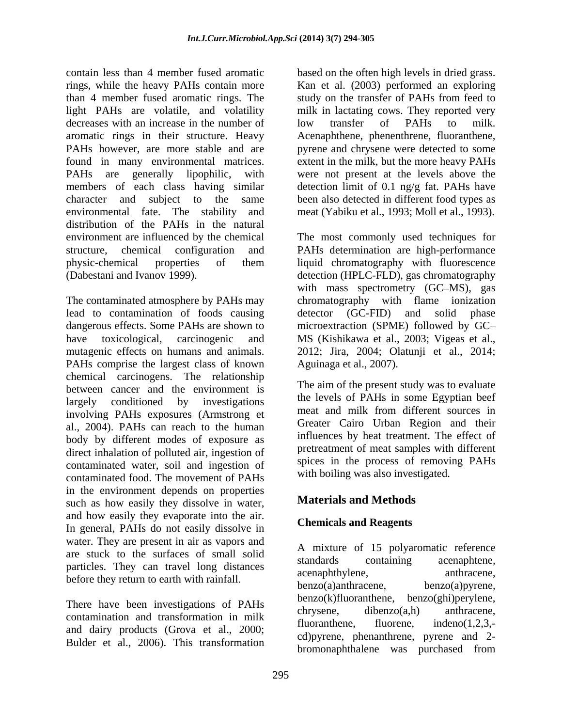contain less than 4 member fused aromatic rings, while the heavy PAHs contain more than 4 member fused aromatic rings. The light PAHs are volatile, and volatility decreases with an increase in the number of aromatic rings in their structure. Heavy PAHs however, are more stable and are found in many environmental matrices. PAHs are generally lipophilic, with members of each class having similar character and subject to the same environmental fate. The stability and distribution of the PAHs in the natural environment are influenced by the chemical structure, chemical configuration and physic-chemical properties of them (Dabestani and Ivanov 1999).

The contaminated atmosphere by PAHs may lead to contamination of foods causing dangerous effects. Some PAHs are shown to have toxicological, carcinogenic and mutagenic effects on humans and animals. PAHs comprise the largest class of known chemical carcinogens. The relationship between cancer and the environment is largely conditioned by investigations involving PAHs exposures (Armstrong et al., 2004). PAHs can reach to the human body by different modes of exposure as direct inhalation of polluted air, ingestion of contaminated water, soil and ingestion of contaminated food. The movement of PAHs in the environment depends on properties such as how easily they dissolve in water, and how easily they evaporate into the air. In general, PAHs do not easily dissolve in water. They are present in air as vapors and are stuck to the surfaces of small solid particles. They can travel long distances before they return to earth with rainfall.

There have been investigations of PAHs contamination and transformation in milk and dairy products (Grova et al., 2000; Bulder et al., 2006). This transformation based on the often high levels in dried grass. Kan et al. (2003) performed an exploring study on the transfer of PAHs from feed to milk in lactating cows. They reported very low transfer of PAHs to milk. Acenaphthene, phenenthrene, fluoranthene, pyrene and chrysene were detected to some extent in the milk, but the more heavy PAHs were not present at the levels above the detection limit of 0.1 ng/g fat. PAHs have been also detected in different food types as meat (Yabiku et al., 1993; Moll et al., 1993).

The most commonly used techniques for PAHs determination are high-performance liquid chromatography with fluorescence detection (HPLC-FLD), gas chromatography with mass spectrometry (GC–MS), gas chromatography with flame ionization detector (GC-FID) and solid phase microextraction (SPME) followed by GC–MS (Kishikawa et al., 2003; Vigeas et al., 2012; Jira, 2004; Olatunji et al., 2014; Aguinaga et al., 2007).

The aim of the present study was to evaluate the levels of PAHs in some Egyptian beef meat and milk from different sources in Greater Cairo Urban Region and their influences by heat treatment. The effect of pretreatment of meat samples with different spices in the process of removing PAHs with boiling was also investigated.

## Materials and Methods

### Chemicals and Reagents

A mixture of 15 polyaromatic reference standards containing acenaphtene, acenaphthylene, anthracene, benzo(a)anthracene, benzo(a)pyrene, benzo(k)fluoranthene, benzo(ghi)perylene, chrysene, dibenzo(a,h) anthracene, fluoranthene, fluorene, indeno(1,2,3,-cd)pyrene, phenanthrene, pyrene and 2-bromonaphthalene was purchased from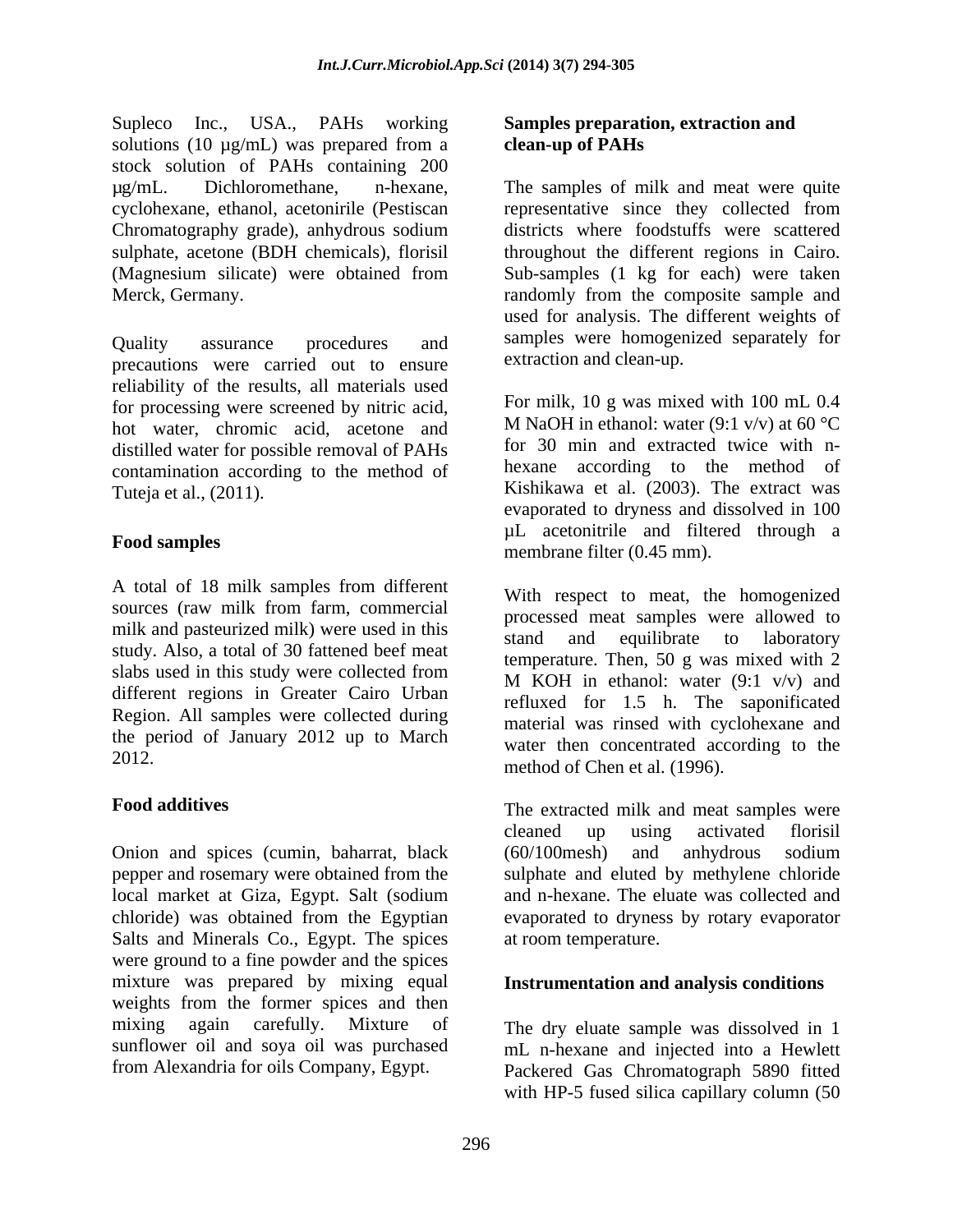Supleco Inc., USA., PAHs working solutions (10 µg/mL) was prepared from a stock solution of PAHs containing 200 µg/mL. Dichloromethane, n-hexane, cyclohexane, ethanol, acetonirile (Pestiscan Chromatography grade), anhydrous sodium sulphate, acetone (BDH chemicals), florisil (Magnesium silicate) were obtained from Merck, Germany.

Quality assurance procedures and precautions were carried out to ensure reliability of the results, all materials used for processing were screened by nitric acid, hot water, chromic acid, acetone and distilled water for possible removal of PAHs contamination according to the method of Tuteja et al., (2011).

### Food samples

A total of 18 milk samples from different sources (raw milk from farm, commercial milk and pasteurized milk) were used in this study. Also, a total of 30 fattened beef meat slabs used in this study were collected from different regions in Greater Cairo Urban Region. All samples were collected during the period of January 2012 up to March 2012.

### Food additives

Onion and spices (cumin, baharrat, black pepper and rosemary were obtained from the local market at Giza, Egypt. Salt (sodium chloride) was obtained from the Egyptian Salts and Minerals Co., Egypt. The spices were ground to a fine powder and the spices mixture was prepared by mixing equal weights from the former spices and then mixing again carefully. Mixture of sunflower oil and soya oil was purchased from Alexandria for oils Company, Egypt.

### Samples preparation, extraction and clean-up of PAHs

The samples of milk and meat were quite representative since they collected from districts where foodstuffs were scattered throughout the different regions in Cairo. Sub-samples (1 kg for each) were taken randomly from the composite sample and used for analysis. The different weights of samples were homogenized separately for extraction and clean-up.

For milk, 10 g was mixed with 100 mL 0.4 M NaOH in ethanol: water (9:1 v/v) at 60 °C for 30 min and extracted twice with n-hexane according to the method of Kishikawa et al. (2003). The extract was evaporated to dryness and dissolved in 100 µL acetonitrile and filtered through a membrane filter (0.45 mm).

With respect to meat, the homogenized processed meat samples were allowed to stand and equilibrate to laboratory temperature. Then, 50 g was mixed with 2 M KOH in ethanol: water (9:1 v/v) and refluxed for 1.5 h. The saponificated material was rinsed with cyclohexane and water then concentrated according to the method of Chen et al. (1996).

The extracted milk and meat samples were cleaned up using activated florisil (60/100mesh) and anhydrous sodium sulphate and eluted by methylene chloride and n-hexane. The eluate was collected and evaporated to dryness by rotary evaporator at room temperature.

### Instrumentation and analysis conditions

The dry eluate sample was dissolved in 1 mL n-hexane and injected into a Hewlett Packered Gas Chromatograph 5890 fitted with HP-5 fused silica capillary column (50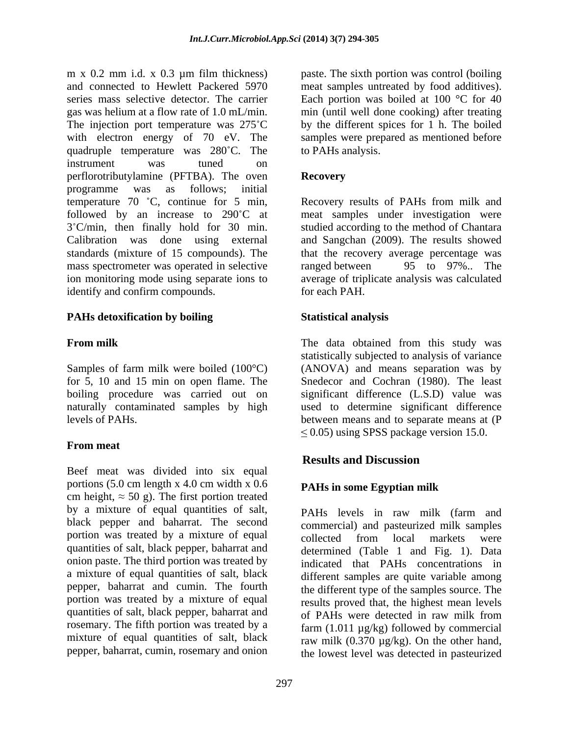m x 0.2 mm i.d. x 0.3 µm film thickness) and connected to Hewlett Packered 5970 series mass selective detector. The carrier gas was helium at a flow rate of 1.0 mL/min. The injection port temperature was 275˚C with electron energy of 70 eV. The quadruple temperature was 280˚C. The instrument was tuned on perflorotributylamine (PFTBA). The oven programme was as follows; initial temperature 70 ˚C, continue for 5 min, followed by an increase to 290˚C at 3˚C/min, then finally hold for 30 min. Calibration was done using external standards (mixture of 15 compounds). The mass spectrometer was operated in selective ion monitoring mode using separate ions to identify and confirm compounds.

### PAHs detoxification by boiling

#### From milk

Samples of farm milk were boiled (100°C) for 5, 10 and 15 min on open flame. The boiling procedure was carried out on naturally contaminated samples by high levels of PAHs.

#### From meat

Beef meat was divided into six equal portions (5.0 cm length x 4.0 cm width x 0.6 cm height, ≈ 50 g). The first portion treated by a mixture of equal quantities of salt, black pepper and baharrat. The second portion was treated by a mixture of equal quantities of salt, black pepper, baharrat and onion paste. The third portion was treated by a mixture of equal quantities of salt, black pepper, baharrat and cumin. The fourth portion was treated by a mixture of equal quantities of salt, black pepper, baharrat and rosemary. The fifth portion was treated by a mixture of equal quantities of salt, black pepper, baharrat, cumin, rosemary and onion paste. The sixth portion was control (boiling meat samples untreated by food additives). Each portion was boiled at 100 °C for 40 min (until well done cooking) after treating by the different spices for 1 h. The boiled samples were prepared as mentioned before to PAHs analysis.

### Recovery

Recovery results of PAHs from milk and meat samples under investigation were studied according to the method of Chantara and Sangchan (2009). The results showed that the recovery average percentage was ranged between 95 to 97%.. The average of triplicate analysis was calculated for each PAH.

### Statistical analysis

The data obtained from this study was statistically subjected to analysis of variance (ANOVA) and means separation was by Snedecor and Cochran (1980). The least significant difference (L.S.D) value was used to determine significant difference between means and to separate means at ($P \leq 0.05$) using SPSS package version 15.0.

## Results and Discussion

### PAHs in some Egyptian milk

PAHs levels in raw milk (farm and commercial) and pasteurized milk samples collected from local markets were determined (Table 1 and Fig. 1). Data indicated that PAHs concentrations in different samples are quite variable among the different type of the samples source. The results proved that, the highest mean levels of PAHs were detected in raw milk from farm (1.011 µg/kg) followed by commercial raw milk (0.370 µg/kg). On the other hand, the lowest level was detected in pasteurized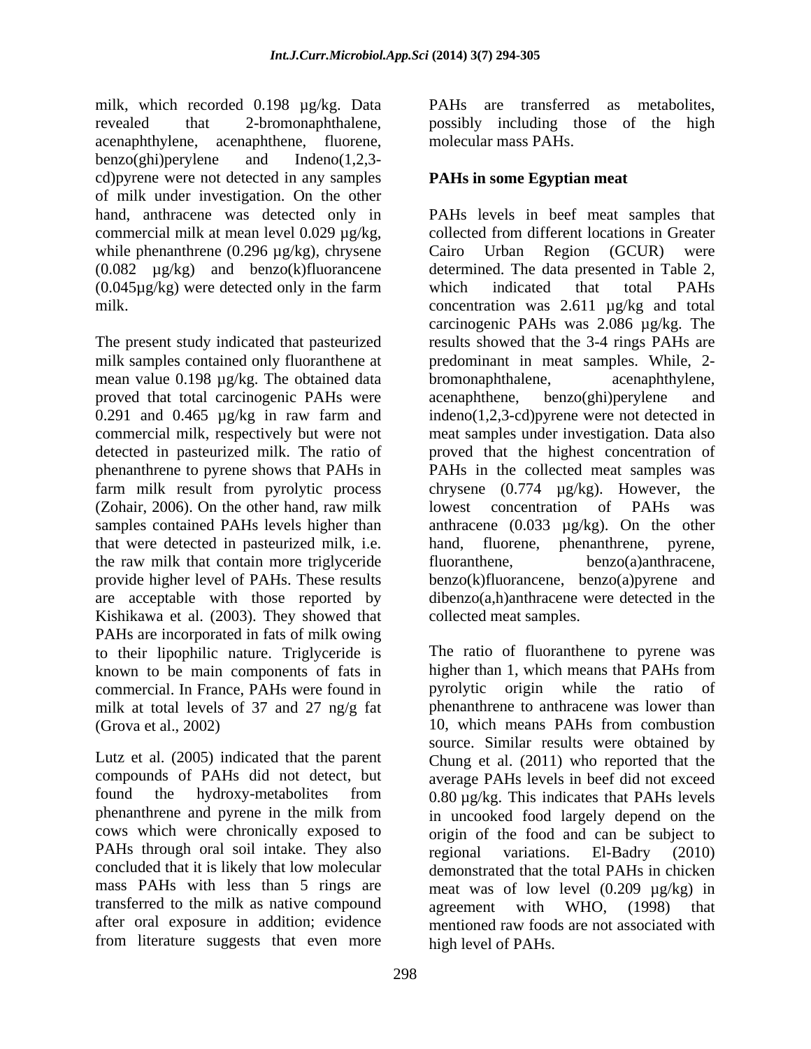milk, which recorded 0.198 µg/kg. Data revealed that 2-bromonaphthalene, acenaphthylene, acenaphthene, fluorene, benzo(ghi)perylene and Indeno(1,2,3-cd)pyrene were not detected in any samples of milk under investigation. On the other hand, anthracene was detected only in commercial milk at mean level 0.029 µg/kg, while phenanthrene (0.296 µg/kg), chrysene (0.082 µg/kg) and benzo(k)fluorancene (0.045µg/kg) were detected only in the farm milk.

The present study indicated that pasteurized milk samples contained only fluoranthene at mean value 0.198 µg/kg. The obtained data proved that total carcinogenic PAHs were 0.291 and 0.465 µg/kg in raw farm and commercial milk, respectively but were not detected in pasteurized milk. The ratio of phenanthrene to pyrene shows that PAHs in farm milk result from pyrolytic process (Zohair, 2006). On the other hand, raw milk samples contained PAHs levels higher than that were detected in pasteurized milk, i.e. the raw milk that contain more triglyceride provide higher level of PAHs. These results are acceptable with those reported by Kishikawa et al. (2003). They showed that PAHs are incorporated in fats of milk owing to their lipophilic nature. Triglyceride is known to be main components of fats in commercial. In France, PAHs were found in milk at total levels of 37 and 27 ng/g fat (Grova et al., 2002)

Lutz et al. (2005) indicated that the parent compounds of PAHs did not detect, but found the hydroxy-metabolites from phenanthrene and pyrene in the milk from cows which were chronically exposed to PAHs through oral soil intake. They also concluded that it is likely that low molecular mass PAHs with less than 5 rings are transferred to the milk as native compound after oral exposure in addition; evidence from literature suggests that even more PAHs are transferred as metabolites, possibly including those of the high molecular mass PAHs.

**PAHs in some Egyptian meat**

PAHs levels in beef meat samples that collected from different locations in Greater Cairo Urban Region (GCUR) were determined. The data presented in Table 2, which indicated that total PAHs concentration was 2.611 µg/kg and total carcinogenic PAHs was 2.086 µg/kg. The results showed that the 3-4 rings PAHs are predominant in meat samples. While, 2-bromonaphthalene, acenaphthylene, acenaphthene, benzo(ghi)perylene and indeno(1,2,3-cd)pyrene were not detected in meat samples under investigation. Data also proved that the highest concentration of PAHs in the collected meat samples was chrysene (0.774 µg/kg). However, the lowest concentration of PAHs was anthracene (0.033 µg/kg). On the other hand, fluorene, phenanthrene, pyrene, fluoranthene, benzo(a)anthracene, benzo(k)fluorancene, benzo(a)pyrene and dibenzo(a,h)anthracene were detected in the collected meat samples.

The ratio of fluoranthene to pyrene was higher than 1, which means that PAHs from pyrolytic origin while the ratio of phenanthrene to anthracene was lower than 10, which means PAHs from combustion source. Similar results were obtained by Chung et al. (2011) who reported that the average PAHs levels in beef did not exceed 0.80 µg/kg. This indicates that PAHs levels in uncooked food largely depend on the origin of the food and can be subject to regional variations. El-Badry (2010) demonstrated that the total PAHs in chicken meat was of low level (0.209 µg/kg) in agreement with WHO, (1998) that mentioned raw foods are not associated with high level of PAHs.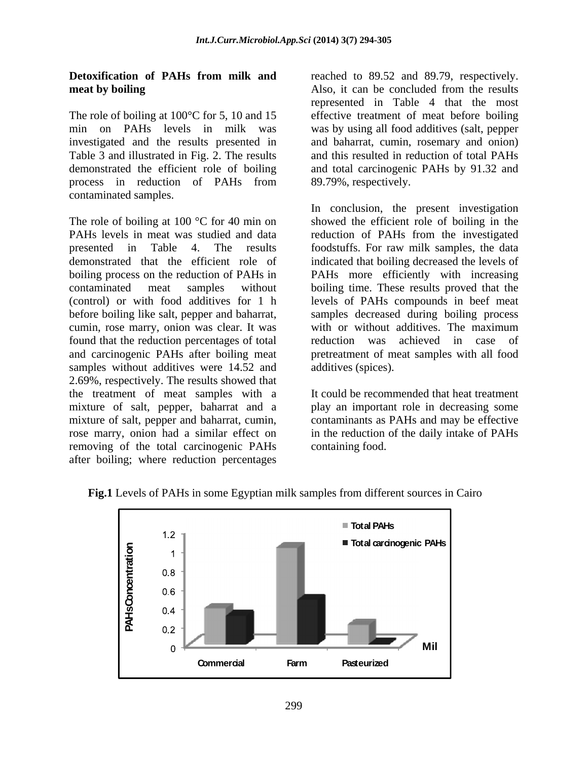### Detoxification of PAHs from milk and meat by boiling

The role of boiling at 100°C for 5, 10 and 15 min on PAHs levels in milk was investigated and the results presented in Table 3 and illustrated in Fig. 2. The results demonstrated the efficient role of boiling process in reduction of PAHs from contaminated samples.

The role of boiling at 100 °C for 40 min on PAHs levels in meat was studied and data presented in Table 4. The results demonstrated that the efficient role of boiling process on the reduction of PAHs in contaminated meat samples without (control) or with food additives for 1 h before boiling like salt, pepper and baharrat, cumin, rose marry, onion was clear. It was found that the reduction percentages of total and carcinogenic PAHs after boiling meat samples without additives were 14.52 and 2.69%, respectively. The results showed that the treatment of meat samples with a mixture of salt, pepper, baharrat and a mixture of salt, pepper and baharrat, cumin, rose marry, onion had a similar effect on removing of the total carcinogenic PAHs after boiling; where reduction percentages reached to 89.52 and 89.79, respectively. Also, it can be concluded from the results represented in Table 4 that the most effective treatment of meat before boiling was by using all food additives (salt, pepper and baharrat, cumin, rosemary and onion) and this resulted in reduction of total PAHs and total carcinogenic PAHs by 91.32 and 89.79%, respectively.

In conclusion, the present investigation showed the efficient role of boiling in the reduction of PAHs from the investigated foodstuffs. For raw milk samples, the data indicated that boiling decreased the levels of PAHs more efficiently with increasing boiling time. These results proved that the levels of PAHs compounds in beef meat samples decreased during boiling process with or without additives. The maximum reduction was achieved in case of pretreatment of meat samples with all food additives (spices).

It could be recommended that heat treatment play an important role in decreasing some contaminants as PAHs and may be effective in the reduction of the daily intake of PAHs containing food.

**Fig.1** Levels of PAHs in some Egyptian milk samples from different sources in Cairo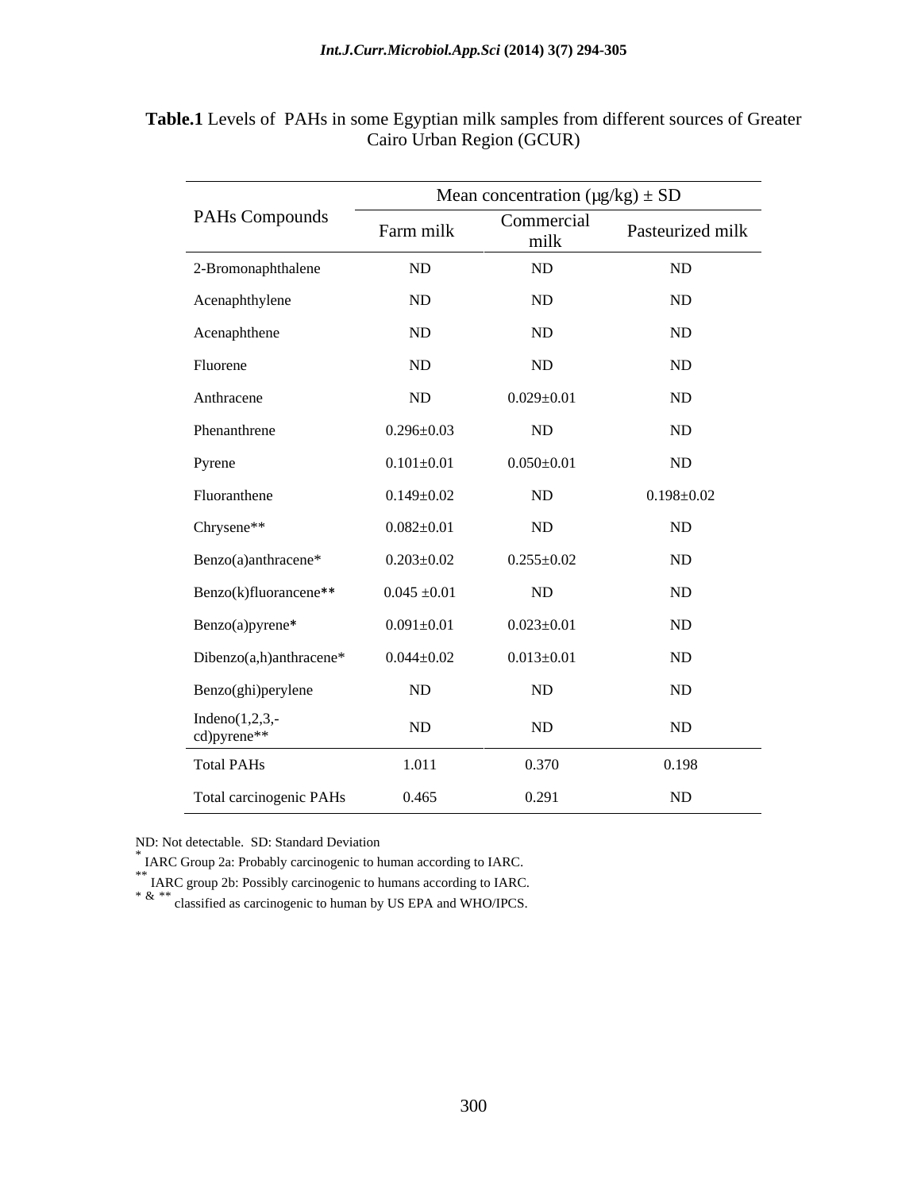**Table.1** Levels of PAHs in some Egyptian milk samples from different sources of Greater Cairo Urban Region (GCUR)

| PAHs Compounds | Mean concentration (μg/kg) ± SD | | |
|---|---|---|---|
| | Farm milk | Commercial milk | Pasteurized milk |
| 2-Bromonaphthalene | ND | ND | ND |
| Acenaphthylene | ND | ND | ND |
| Acenaphthene | ND | ND | ND |
| Fluorene | ND | ND | ND |
| Anthracene | ND | 0.029±0.01 | ND |
| Phenanthrene | 0.296±0.03 | ND | ND |
| Pyrene | 0.101±0.01 | 0.050±0.01 | ND |
| Fluoranthene | 0.149±0.02 | ND | 0.198±0.02 |
| Chrysene** | 0.082±0.01 | ND | ND |
| Benzo(a)anthracene* | 0.203±0.02 | 0.255±0.02 | ND |
| Benzo(k)fluorancene** | 0.045 ±0.01 | ND | ND |
| Benzo(a)pyrene* | 0.091±0.01 | 0.023±0.01 | ND |
| Dibenzo(a,h)anthracene* | 0.044±0.02 | 0.013±0.01 | ND |
| Benzo(ghi)perylene | ND | ND | ND |
| Indeno(1,2,3,-cd)pyrene** | ND | ND | ND |
| Total PAHs | 1.011 | 0.370 | 0.198 |
| Total carcinogenic PAHs | 0.465 | 0.291 | ND |

ND: Not detectable. SD: Standard Deviation

* IARC Group 2a: Probably carcinogenic to human according to IARC.

** IARC group 2b: Possibly carcinogenic to humans according to IARC.

* & ** classified as carcinogenic to human by US EPA and WHO/IPCS.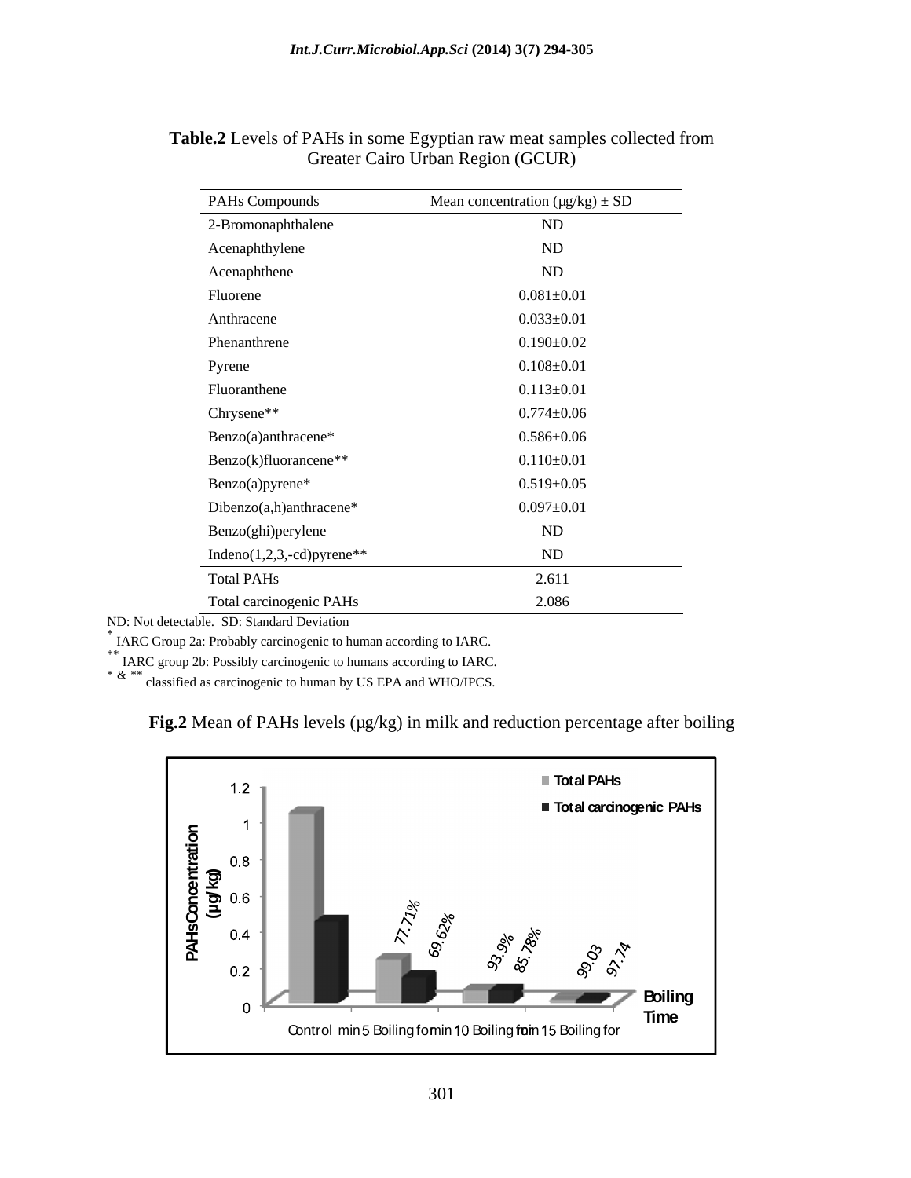**Table.2** Levels of PAHs in some Egyptian raw meat samples collected from Greater Cairo Urban Region (GCUR)

| PAHs Compounds | Mean concentration (µg/kg) ± SD |
|---|---|
| 2-Bromonaphthalene | ND |
| Acenaphthylene | ND |
| Acenaphthene | ND |
| Fluorene | 0.081±0.01 |
| Anthracene | 0.033±0.01 |
| Phenanthrene | 0.190±0.02 |
| Pyrene | 0.108±0.01 |
| Fluoranthene | 0.113±0.01 |
| Chrysene** | 0.774±0.06 |
| Benzo(a)anthracene* | 0.586±0.06 |
| Benzo(k)fluorancene** | 0.110±0.01 |
| Benzo(a)pyrene* | 0.519±0.05 |
| Dibenzo(a,h)anthracene* | 0.097±0.01 |
| Benzo(ghi)perylene | ND |
| Indeno(1,2,3,-cd)pyrene** | ND |
| Total PAHs | 2.611 |
| Total carcinogenic PAHs | 2.086 |

ND: Not detectable. SD: Standard Deviation

* IARC Group 2a: Probably carcinogenic to human according to IARC.

** IARC group 2b: Possibly carcinogenic to humans according to IARC.

* & ** classified as carcinogenic to human by US EPA and WHO/IPCS.

**Fig.2** Mean of PAHs levels (µg/kg) in milk and reduction percentage after boiling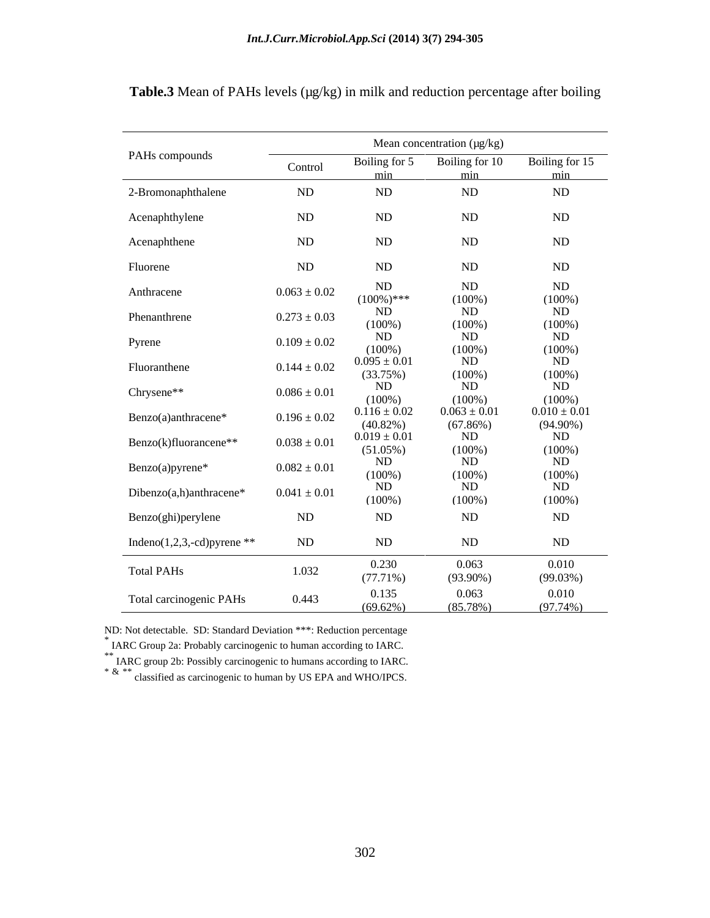**Table.3** Mean of PAHs levels (µg/kg) in milk and reduction percentage after boiling

| PAHs compounds | Mean concentration (µg/kg) | | | |
|---|---|---|---|---|
| | Control | Boiling for 5 min | Boiling for 10 min | Boiling for 15 min |
| 2-Bromonaphthalene | ND | ND | ND | ND |
| Acenaphthylene | ND | ND | ND | ND |
| Acenaphthene | ND | ND | ND | ND |
| Fluorene | ND | ND | ND | ND |
| Anthracene | 0.063 ± 0.02 | ND (100%)*** | ND (100%) | ND (100%) |
| Phenanthrene | 0.273 ± 0.03 | ND (100%) | ND (100%) | ND (100%) |
| Pyrene | 0.109 ± 0.02 | ND (100%) | ND (100%) | ND (100%) |
| Fluoranthene | 0.144 ± 0.02 | 0.095 ± 0.01 (33.75%) | ND (100%) | ND (100%) |
| Chrysene** | 0.086 ± 0.01 | ND (100%) | ND (100%) | ND (100%) |
| Benzo(a)anthracene* | 0.196 ± 0.02 | 0.116 ± 0.02 (40.82%) | 0.063 ± 0.01 (67.86%) | 0.010 ± 0.01 (94.90%) |
| Benzo(k)fluorancene** | 0.038 ± 0.01 | 0.019 ± 0.01 (51.05%) | ND (100%) | ND (100%) |
| Benzo(a)pyrene* | 0.082 ± 0.01 | ND (100%) | ND (100%) | ND (100%) |
| Dibenzo(a,h)anthracene* | 0.041 ± 0.01 | ND (100%) | ND (100%) | ND (100%) |
| Benzo(ghi)perylene | ND | ND | ND | ND |
| Indeno(1,2,3,-cd)pyrene ** | ND | ND | ND | ND |
| Total PAHs | 1.032 | 0.230 (77.71%) | 0.063 (93.90%) | 0.010 (99.03%) |
| Total carcinogenic PAHs | 0.443 | 0.135 (69.62%) | 0.063 (85.78%) | 0.010 (97.74%) |

ND: Not detectable. SD: Standard Deviation ***: Reduction percentage

* IARC Group 2a: Probably carcinogenic to human according to IARC.

** IARC group 2b: Possibly carcinogenic to humans according to IARC.

* & ** classified as carcinogenic to human by US EPA and WHO/IPCS.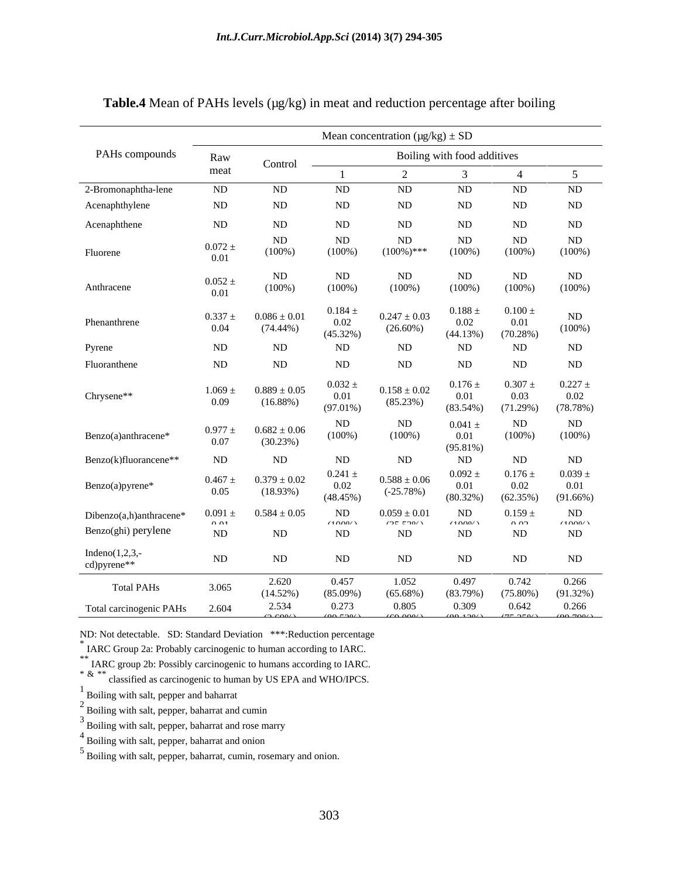**Table.4** Mean of PAHs levels (µg/kg) in meat and reduction percentage after boiling

| PAHs compounds | Mean concentration (µg/kg) ± SD | | | | | | |
|---|---|---|---|---|---|---|---|
| | Raw meat | Control | Boiling with food additives | | | | |
| | | | 1 | 2 | 3 | 4 | 5 |
| 2-Bromonaphtha-lene | ND | ND | ND | ND | ND | ND | ND |
| Acenaphthylene | ND | ND | ND | ND | ND | ND | ND |
| Acenaphthene | ND | ND | ND | ND | ND | ND | ND |
| Fluorene | 0.072 ± 0.01 | ND (100%) | ND (100%) | ND (100%)*** | ND (100%) | ND (100%) | ND (100%) |
| Anthracene | 0.052 ± 0.01 | ND (100%) | ND (100%) | ND (100%) | ND (100%) | ND (100%) | ND (100%) |
| Phenanthrene | 0.337 ± 0.04 | 0.086 ± 0.01 (74.44%) | 0.184 ± 0.02 (45.32%) | 0.247 ± 0.03 (26.60%) | 0.188 ± 0.02 (44.13%) | 0.100 ± 0.01 (70.28%) | ND (100%) |
| Pyrene | ND | ND | ND | ND | ND | ND | ND |
| Fluoranthene | ND | ND | ND | ND | ND | ND | ND |
| Chrysene** | 1.069 ± 0.09 | 0.889 ± 0.05 (16.88%) | 0.032 ± 0.01 (97.01%) | 0.158 ± 0.02 (85.23%) | 0.176 ± 0.01 (83.54%) | 0.307 ± 0.03 (71.29%) | 0.227 ± 0.02 (78.78%) |
| Benzo(a)anthracene* | 0.977 ± 0.07 | 0.682 ± 0.06 (30.23%) | ND (100%) | ND (100%) | 0.041 ± 0.01 (95.81%) | ND (100%) | ND (100%) |
| Benzo(k)fluorancene** | ND | ND | ND | ND | ND | ND | ND |
| Benzo(a)pyrene* | 0.467 ± 0.05 | 0.379 ± 0.02 (18.93%) | 0.241 ± 0.02 (48.45%) | 0.588 ± 0.06 (-25.78%) | 0.092 ± 0.01 (80.32%) | 0.176 ± 0.02 (62.35%) | 0.039 ± 0.01 (91.66%) |
| Dibenzo(a,h)anthracene* | 0.091 ± 0.01 | 0.584 ± 0.05 | ND (100%) | 0.059 ± 0.01 (35.53%) | ND (100%) | 0.159 ± 0.02 | ND (100%) |
| Benzo(ghi) perylene | ND | ND | ND | ND | ND | ND | ND |
| Indeno(1,2,3,-cd)pyrene** | ND | ND | ND | ND | ND | ND | ND |
| Total PAHs | 3.065 | 2.620 (14.52%) | 0.457 (85.09%) | 1.052 (65.68%) | 0.497 (83.79%) | 0.742 (75.80%) | 0.266 (91.32%) |
| Total carcinogenic PAHs | 2.604 | 2.534 (2.69%) | 0.273 (89.52%) | 0.805 (69.09%) | 0.309 (88.13%) | 0.642 (75.35%) | 0.266 (89.79%) |

ND: Not detectable. SD: Standard Deviation ***:Reduction percentage

* IARC Group 2a: Probably carcinogenic to human according to IARC.

** IARC group 2b: Possibly carcinogenic to humans according to IARC.

* & ** classified as carcinogenic to human by US EPA and WHO/IPCS.

1 Boiling with salt, pepper and baharrat

2 Boiling with salt, pepper, baharrat and cumin

3 Boiling with salt, pepper, baharrat and rose marry

4 Boiling with salt, pepper, baharrat and onion

5 Boiling with salt, pepper, baharrat, cumin, rosemary and onion.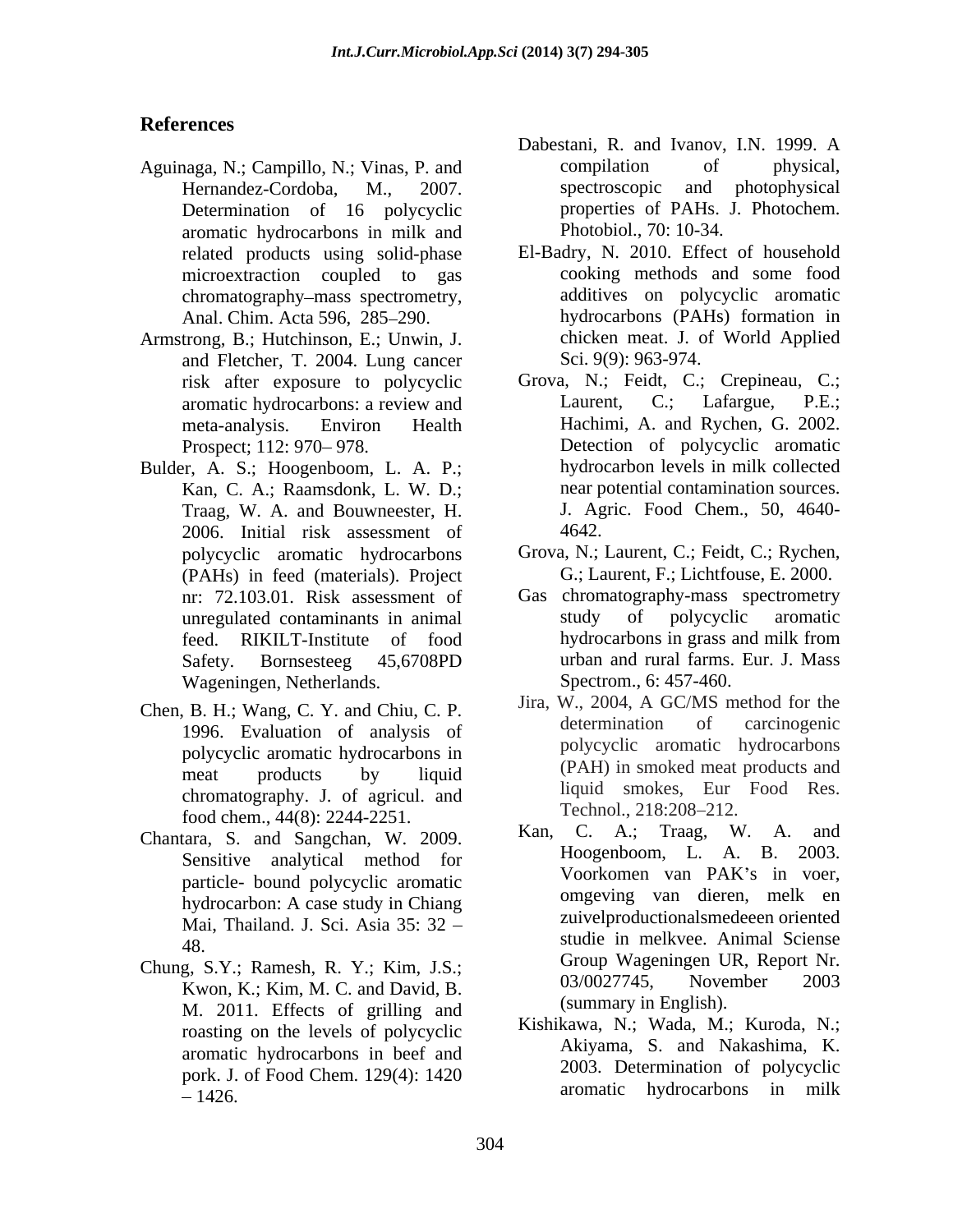## References

Aguinaga, N.; Campillo, N.; Vinas, P. and Hernandez-Cordoba, M., 2007. Determination of 16 polycyclic aromatic hydrocarbons in milk and related products using solid-phase microextraction coupled to gas chromatography–mass spectrometry, Anal. Chim. Acta 596, 285–290.

Armstrong, B.; Hutchinson, E.; Unwin, J. and Fletcher, T. 2004. Lung cancer risk after exposure to polycyclic aromatic hydrocarbons: a review and meta-analysis. Environ Health Prospect; 112: 970– 978.

Bulder, A. S.; Hoogenboom, L. A. P.; Kan, C. A.; Raamsdonk, L. W. D.; Traag, W. A. and Bouwneester, H. 2006. Initial risk assessment of polycyclic aromatic hydrocarbons (PAHs) in feed (materials). Project nr: 72.103.01. Risk assessment of unregulated contaminants in animal feed. RIKILT-Institute of food Safety. Bornsesteeg 45,6708PD Wageningen, Netherlands.

Chen, B. H.; Wang, C. Y. and Chiu, C. P. 1996. Evaluation of analysis of polycyclic aromatic hydrocarbons in meat products by liquid chromatography. J. of agricul. and food chem., 44(8): 2244-2251.

Chantara, S. and Sangchan, W. 2009. Sensitive analytical method for particle- bound polycyclic aromatic hydrocarbon: A case study in Chiang Mai, Thailand. J. Sci. Asia 35: 32 – 48.

Chung, S.Y.; Ramesh, R. Y.; Kim, J.S.; Kwon, K.; Kim, M. C. and David, B. M. 2011. Effects of grilling and roasting on the levels of polycyclic aromatic hydrocarbons in beef and pork. J. of Food Chem. 129(4): 1420 – 1426.

Dabestani, R. and Ivanov, I.N. 1999. A compilation of physical, spectroscopic and photophysical properties of PAHs. J. Photochem. Photobiol., 70: 10-34.

El-Badry, N. 2010. Effect of household cooking methods and some food additives on polycyclic aromatic hydrocarbons (PAHs) formation in chicken meat. J. of World Applied Sci. 9(9): 963-974.

Grova, N.; Feidt, C.; Crepineau, C.; Laurent, C.; Lafargue, P.E.; Hachimi, A. and Rychen, G. 2002. Detection of polycyclic aromatic hydrocarbon levels in milk collected near potential contamination sources. J. Agric. Food Chem., 50, 4640-4642.

Grova, N.; Laurent, C.; Feidt, C.; Rychen, G.; Laurent, F.; Lichtfouse, E. 2000. Gas chromatography-mass spectrometry study of polycyclic aromatic hydrocarbons in grass and milk from urban and rural farms. Eur. J. Mass Spectrom., 6: 457-460.

Jira, W., 2004, A GC/MS method for the determination of carcinogenic polycyclic aromatic hydrocarbons (PAH) in smoked meat products and liquid smokes, Eur Food Res. Technol., 218:208–212.

Kan, C. A.; Traag, W. A. and Hoogenboom, L. A. B. 2003. Voorkomen van PAK's in voer, omgeving van dieren, melk en zuivelproductionalsmedeeen oriented studie in melkvee. Animal Sciense Group Wageningen UR, Report Nr. 03/0027745, November 2003 (summary in English).

Kishikawa, N.; Wada, M.; Kuroda, N.; Akiyama, S. and Nakashima, K. 2003. Determination of polycyclic aromatic hydrocarbons in milk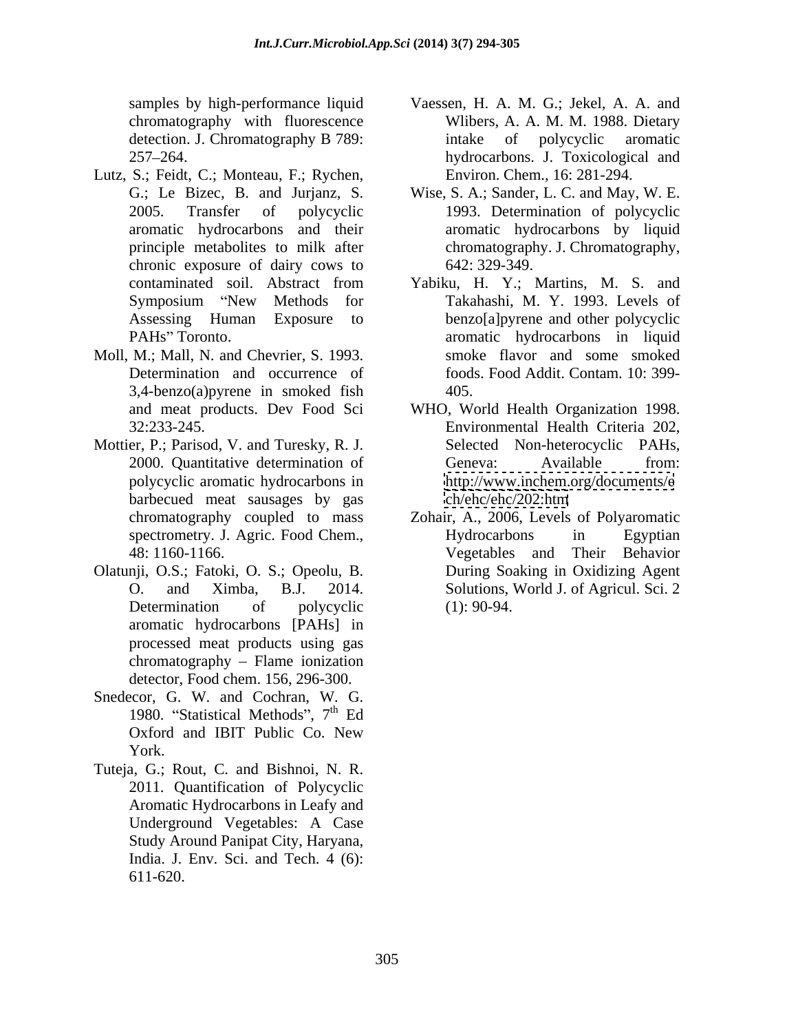samples by high-performance liquid chromatography with fluorescence detection. J. Chromatography B 789: 257–264.

Lutz, S.; Feidt, C.; Monteau, F.; Rychen, G.; Le Bizec, B. and Jurjanz, S. 2005. Transfer of polycyclic aromatic hydrocarbons and their principle metabolites to milk after chronic exposure of dairy cows to contaminated soil. Abstract from Symposium "New Methods for Assessing Human Exposure to PAHs" Toronto.

Moll, M.; Mall, N. and Chevrier, S. 1993. Determination and occurrence of 3,4-benzo(a)pyrene in smoked fish and meat products. Dev Food Sci 32:233-245.

Mottier, P.; Parisod, V. and Turesky, R. J. 2000. Quantitative determination of polycyclic aromatic hydrocarbons in barbecued meat sausages by gas chromatography coupled to mass spectrometry. J. Agric. Food Chem., 48: 1160-1166.

Olatunji, O.S.; Fatoki, O. S.; Opeolu, B. O. and Ximba, B.J. 2014. Determination of polycyclic aromatic hydrocarbons [PAHs] in processed meat products using gas chromatography – Flame ionization detector, Food chem. 156, 296-300.

Snedecor, G. W. and Cochran, W. G. 1980. "Statistical Methods", 7th Ed Oxford and IBIT Public Co. New York.

Tuteja, G.; Rout, C. and Bishnoi, N. R. 2011. Quantification of Polycyclic Aromatic Hydrocarbons in Leafy and Underground Vegetables: A Case Study Around Panipat City, Haryana, India. J. Env. Sci. and Tech. 4 (6): 611-620.

Vaessen, H. A. M. G.; Jekel, A. A. and Wlibers, A. A. M. M. 1988. Dietary intake of polycyclic aromatic hydrocarbons. J. Toxicological and Environ. Chem., 16: 281-294.

Wise, S. A.; Sander, L. C. and May, W. E. 1993. Determination of polycyclic aromatic hydrocarbons by liquid chromatography. J. Chromatography, 642: 329-349.

Yabiku, H. Y.; Martins, M. S. and Takahashi, M. Y. 1993. Levels of benzo[a]pyrene and other polycyclic aromatic hydrocarbons in liquid smoke flavor and some smoked foods. Food Addit. Contam. 10: 399-405.

WHO, World Health Organization 1998. Environmental Health Criteria 202, Selected Non-heterocyclic PAHs, Geneva: Available from: http://www.inchem.org/documents/ehc/ehc/ehc/202.htm

Zohair, A., 2006, Levels of Polyaromatic Hydrocarbons in Egyptian Vegetables and Their Behavior During Soaking in Oxidizing Agent Solutions, World J. of Agricul. Sci. 2 (1): 90-94.